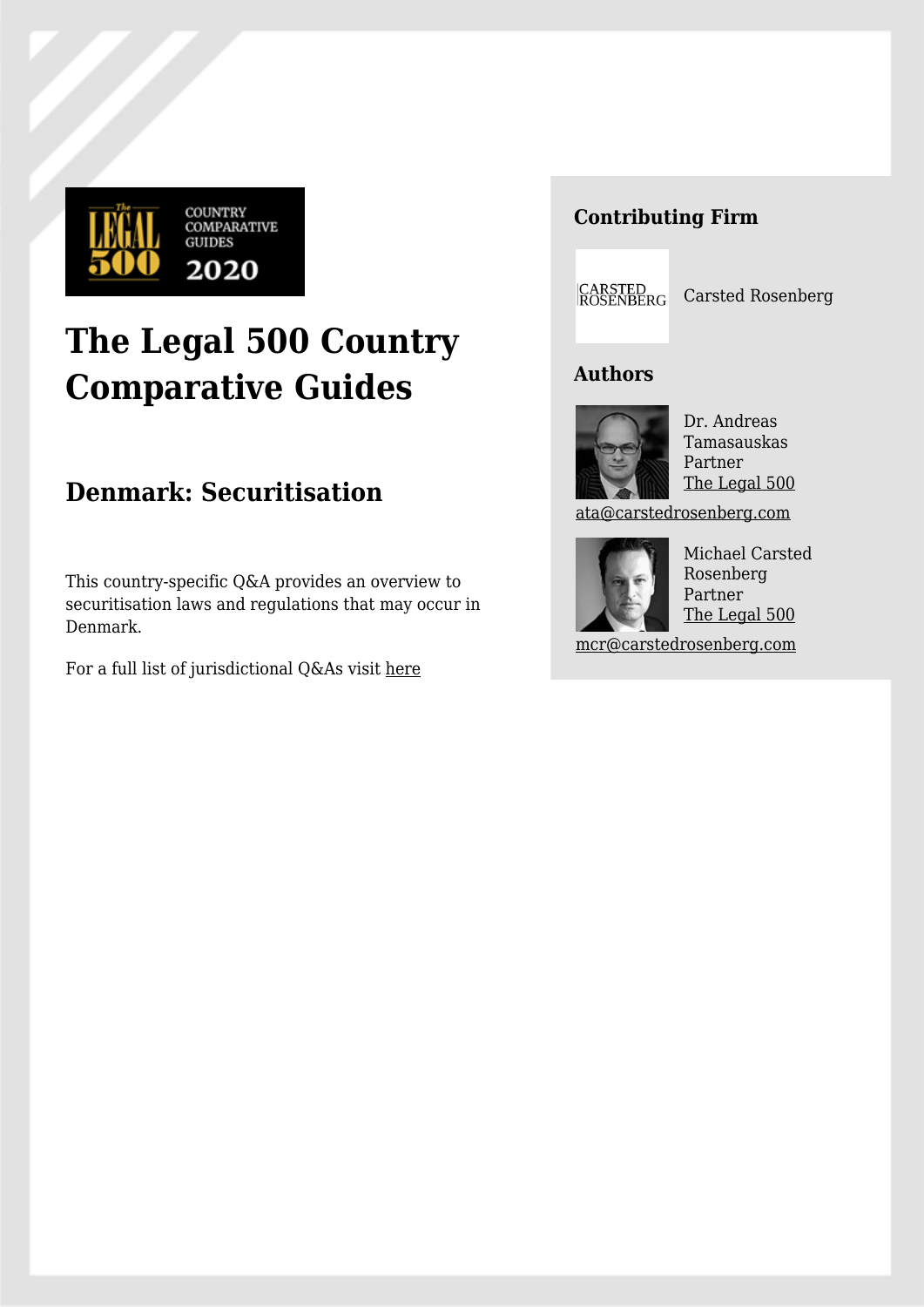# The Legal 500 Country Comparative Guides

## Denmark: Securitisation

This country-specific Q&A provides an overview to securitisation laws and regulations that may occur in Denmark.

For a full list of jurisdictional Q&As visit here

### Contributing Firm

Carsted Rosenberg

### Authors

Dr. Andreas Tamasauskas
Partner
The Legal 500
ata@carstedrosenberg.com

Michael Carsted Rosenberg
Partner
The Legal 500
mcr@carstedrosenberg.com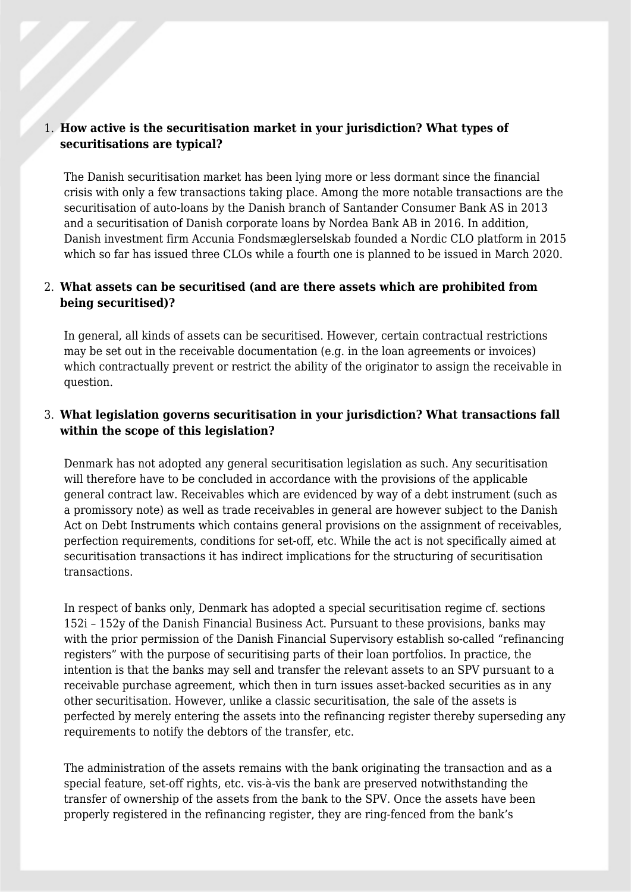1. **How active is the securitisation market in your jurisdiction? What types of securitisations are typical?**

   The Danish securitisation market has been lying more or less dormant since the financial crisis with only a few transactions taking place. Among the more notable transactions are the securitisation of auto-loans by the Danish branch of Santander Consumer Bank AS in 2013 and a securitisation of Danish corporate loans by Nordea Bank AB in 2016. In addition, Danish investment firm Accunia Fondsmæglerselskab founded a Nordic CLO platform in 2015 which so far has issued three CLOs while a fourth one is planned to be issued in March 2020.

2. **What assets can be securitised (and are there assets which are prohibited from being securitised)?**

   In general, all kinds of assets can be securitised. However, certain contractual restrictions may be set out in the receivable documentation (e.g. in the loan agreements or invoices) which contractually prevent or restrict the ability of the originator to assign the receivable in question.

3. **What legislation governs securitisation in your jurisdiction? What transactions fall within the scope of this legislation?**

   Denmark has not adopted any general securitisation legislation as such. Any securitisation will therefore have to be concluded in accordance with the provisions of the applicable general contract law. Receivables which are evidenced by way of a debt instrument (such as a promissory note) as well as trade receivables in general are however subject to the Danish Act on Debt Instruments which contains general provisions on the assignment of receivables, perfection requirements, conditions for set-off, etc. While the act is not specifically aimed at securitisation transactions it has indirect implications for the structuring of securitisation transactions.

   In respect of banks only, Denmark has adopted a special securitisation regime cf. sections 152i – 152y of the Danish Financial Business Act. Pursuant to these provisions, banks may with the prior permission of the Danish Financial Supervisory establish so-called "refinancing registers" with the purpose of securitising parts of their loan portfolios. In practice, the intention is that the banks may sell and transfer the relevant assets to an SPV pursuant to a receivable purchase agreement, which then in turn issues asset-backed securities as in any other securitisation. However, unlike a classic securitisation, the sale of the assets is perfected by merely entering the assets into the refinancing register thereby superseding any requirements to notify the debtors of the transfer, etc.

   The administration of the assets remains with the bank originating the transaction and as a special feature, set-off rights, etc. vis-à-vis the bank are preserved notwithstanding the transfer of ownership of the assets from the bank to the SPV. Once the assets have been properly registered in the refinancing register, they are ring-fenced from the bank's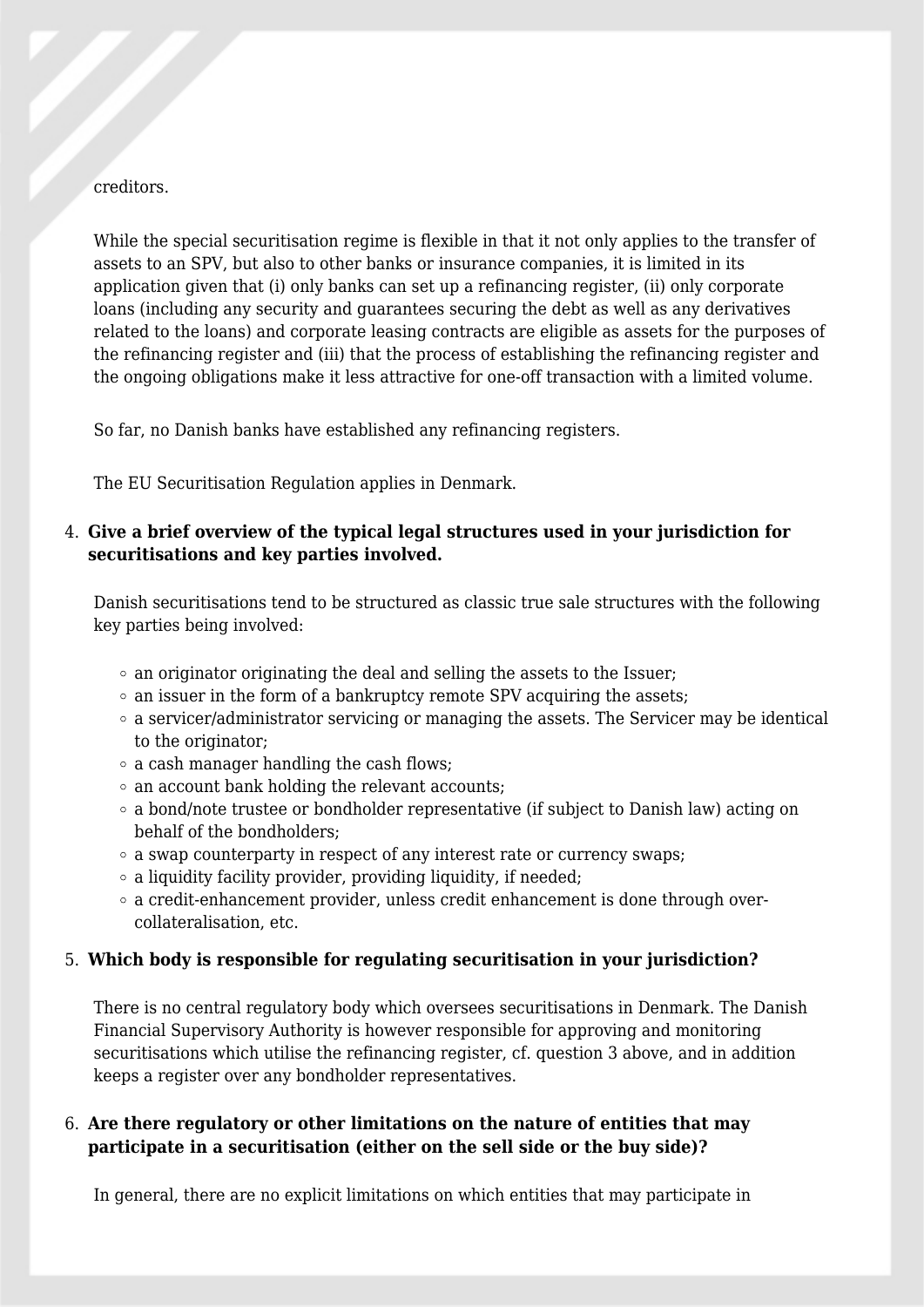creditors.

While the special securitisation regime is flexible in that it not only applies to the transfer of assets to an SPV, but also to other banks or insurance companies, it is limited in its application given that (i) only banks can set up a refinancing register, (ii) only corporate loans (including any security and guarantees securing the debt as well as any derivatives related to the loans) and corporate leasing contracts are eligible as assets for the purposes of the refinancing register and (iii) that the process of establishing the refinancing register and the ongoing obligations make it less attractive for one-off transaction with a limited volume.

So far, no Danish banks have established any refinancing registers.

The EU Securitisation Regulation applies in Denmark.

4. **Give a brief overview of the typical legal structures used in your jurisdiction for securitisations and key parties involved.**

   Danish securitisations tend to be structured as classic true sale structures with the following key parties being involved:

   - an originator originating the deal and selling the assets to the Issuer;
   - an issuer in the form of a bankruptcy remote SPV acquiring the assets;
   - a servicer/administrator servicing or managing the assets. The Servicer may be identical to the originator;
   - a cash manager handling the cash flows;
   - an account bank holding the relevant accounts;
   - a bond/note trustee or bondholder representative (if subject to Danish law) acting on behalf of the bondholders;
   - a swap counterparty in respect of any interest rate or currency swaps;
   - a liquidity facility provider, providing liquidity, if needed;
   - a credit-enhancement provider, unless credit enhancement is done through over-collateralisation, etc.

5. **Which body is responsible for regulating securitisation in your jurisdiction?**

   There is no central regulatory body which oversees securitisations in Denmark. The Danish Financial Supervisory Authority is however responsible for approving and monitoring securitisations which utilise the refinancing register, cf. question 3 above, and in addition keeps a register over any bondholder representatives.

6. **Are there regulatory or other limitations on the nature of entities that may participate in a securitisation (either on the sell side or the buy side)?**

   In general, there are no explicit limitations on which entities that may participate in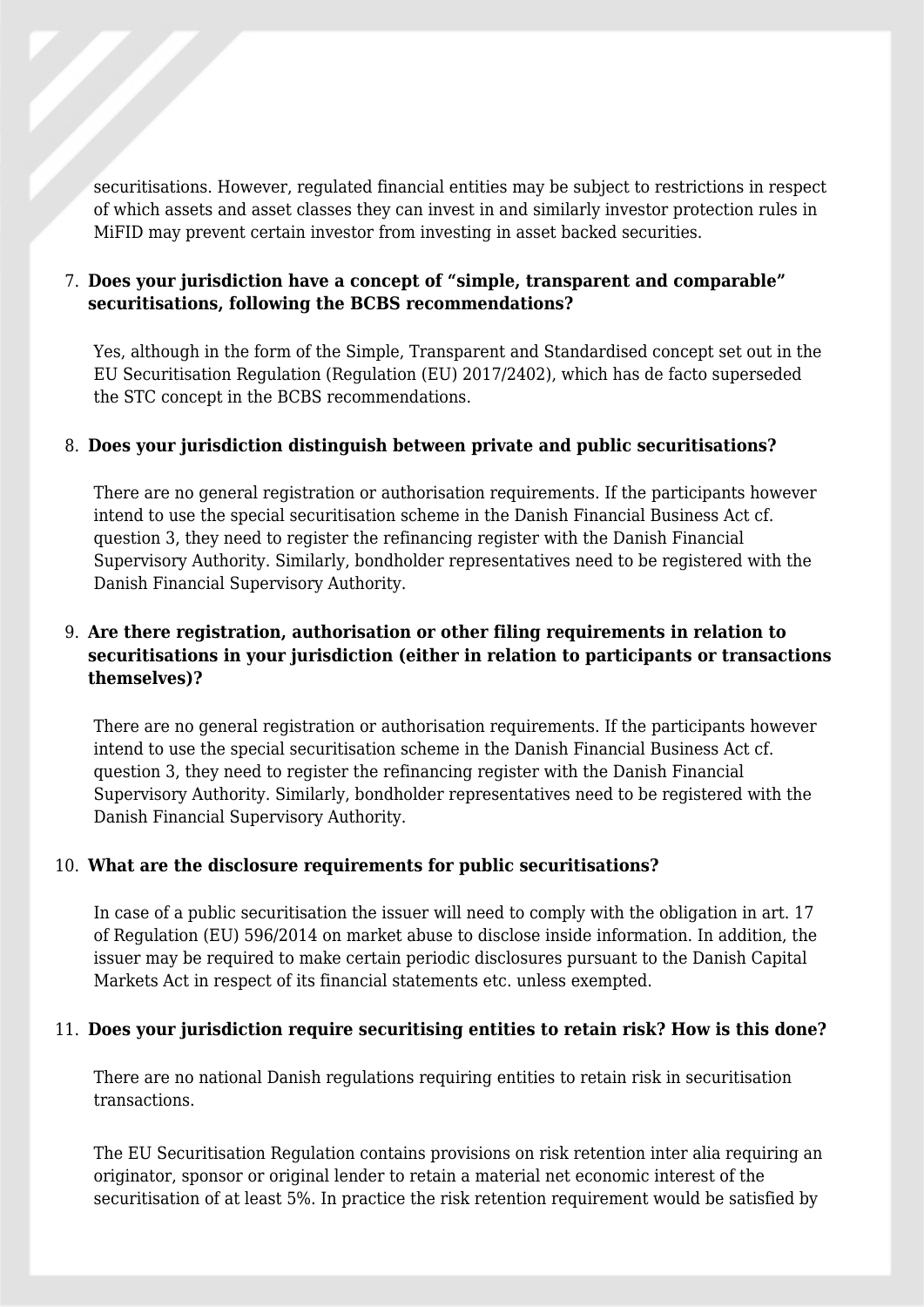securitisations. However, regulated financial entities may be subject to restrictions in respect of which assets and asset classes they can invest in and similarly investor protection rules in MiFID may prevent certain investor from investing in asset backed securities.

7. **Does your jurisdiction have a concept of "simple, transparent and comparable" securitisations, following the BCBS recommendations?**

   Yes, although in the form of the Simple, Transparent and Standardised concept set out in the EU Securitisation Regulation (Regulation (EU) 2017/2402), which has de facto superseded the STC concept in the BCBS recommendations.

8. **Does your jurisdiction distinguish between private and public securitisations?**

   There are no general registration or authorisation requirements. If the participants however intend to use the special securitisation scheme in the Danish Financial Business Act cf. question 3, they need to register the refinancing register with the Danish Financial Supervisory Authority. Similarly, bondholder representatives need to be registered with the Danish Financial Supervisory Authority.

9. **Are there registration, authorisation or other filing requirements in relation to securitisations in your jurisdiction (either in relation to participants or transactions themselves)?**

   There are no general registration or authorisation requirements. If the participants however intend to use the special securitisation scheme in the Danish Financial Business Act cf. question 3, they need to register the refinancing register with the Danish Financial Supervisory Authority. Similarly, bondholder representatives need to be registered with the Danish Financial Supervisory Authority.

10. **What are the disclosure requirements for public securitisations?**

    In case of a public securitisation the issuer will need to comply with the obligation in art. 17 of Regulation (EU) 596/2014 on market abuse to disclose inside information. In addition, the issuer may be required to make certain periodic disclosures pursuant to the Danish Capital Markets Act in respect of its financial statements etc. unless exempted.

11. **Does your jurisdiction require securitising entities to retain risk? How is this done?**

    There are no national Danish regulations requiring entities to retain risk in securitisation transactions.

    The EU Securitisation Regulation contains provisions on risk retention inter alia requiring an originator, sponsor or original lender to retain a material net economic interest of the securitisation of at least 5%. In practice the risk retention requirement would be satisfied by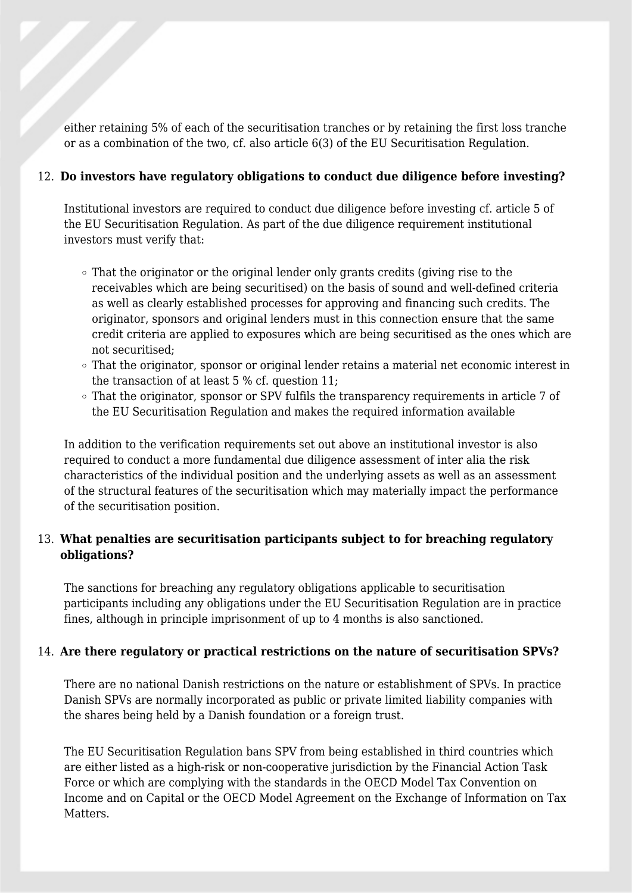either retaining 5% of each of the securitisation tranches or by retaining the first loss tranche or as a combination of the two, cf. also article 6(3) of the EU Securitisation Regulation.

12. **Do investors have regulatory obligations to conduct due diligence before investing?**

   Institutional investors are required to conduct due diligence before investing cf. article 5 of the EU Securitisation Regulation. As part of the due diligence requirement institutional investors must verify that:

   - That the originator or the original lender only grants credits (giving rise to the receivables which are being securitised) on the basis of sound and well-defined criteria as well as clearly established processes for approving and financing such credits. The originator, sponsors and original lenders must in this connection ensure that the same credit criteria are applied to exposures which are being securitised as the ones which are not securitised;
   - That the originator, sponsor or original lender retains a material net economic interest in the transaction of at least 5 % cf. question 11;
   - That the originator, sponsor or SPV fulfils the transparency requirements in article 7 of the EU Securitisation Regulation and makes the required information available

   In addition to the verification requirements set out above an institutional investor is also required to conduct a more fundamental due diligence assessment of inter alia the risk characteristics of the individual position and the underlying assets as well as an assessment of the structural features of the securitisation which may materially impact the performance of the securitisation position.

13. **What penalties are securitisation participants subject to for breaching regulatory obligations?**

   The sanctions for breaching any regulatory obligations applicable to securitisation participants including any obligations under the EU Securitisation Regulation are in practice fines, although in principle imprisonment of up to 4 months is also sanctioned.

14. **Are there regulatory or practical restrictions on the nature of securitisation SPVs?**

   There are no national Danish restrictions on the nature or establishment of SPVs. In practice Danish SPVs are normally incorporated as public or private limited liability companies with the shares being held by a Danish foundation or a foreign trust.

   The EU Securitisation Regulation bans SPV from being established in third countries which are either listed as a high-risk or non-cooperative jurisdiction by the Financial Action Task Force or which are complying with the standards in the OECD Model Tax Convention on Income and on Capital or the OECD Model Agreement on the Exchange of Information on Tax Matters.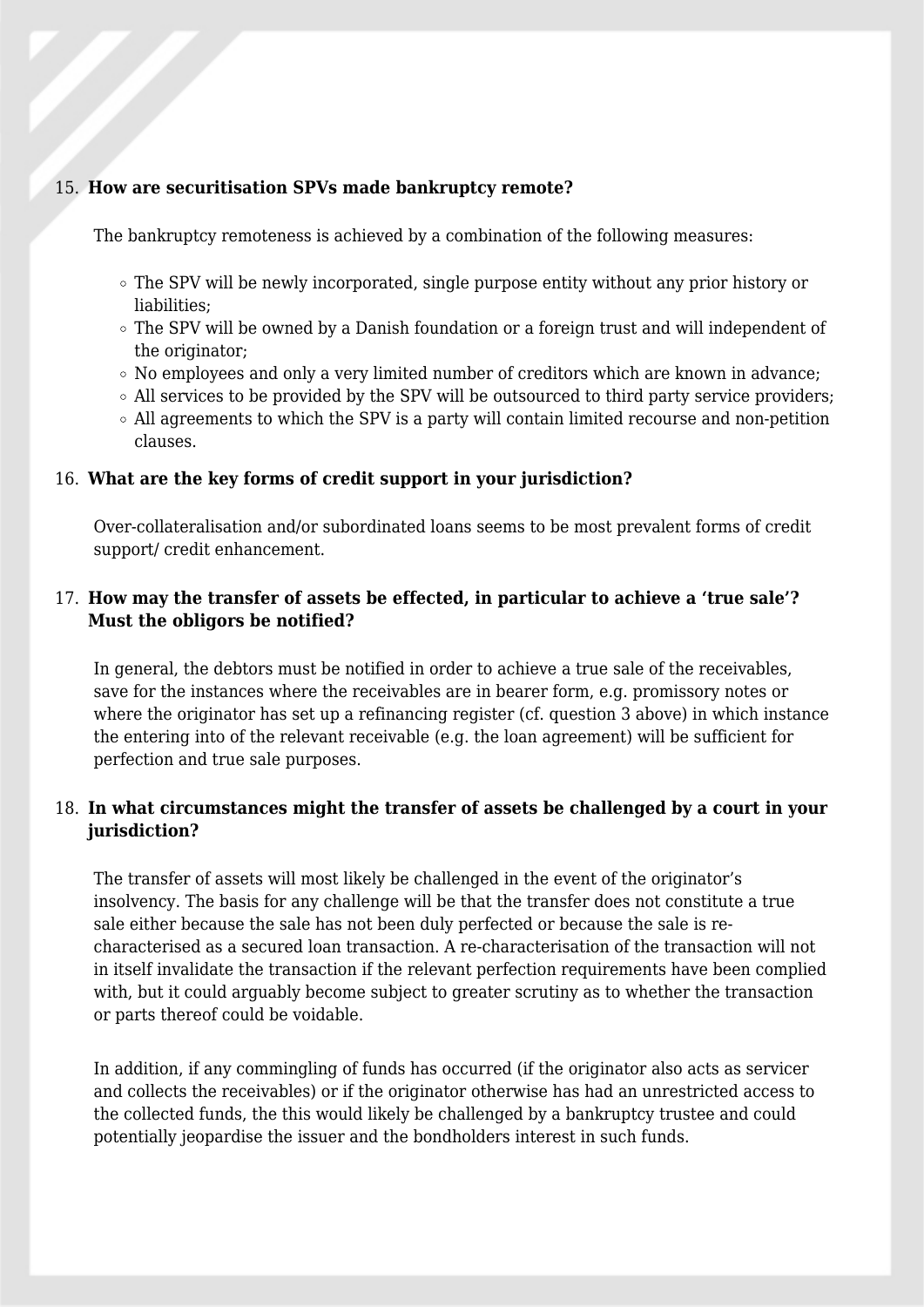15. **How are securitisation SPVs made bankruptcy remote?**

The bankruptcy remoteness is achieved by a combination of the following measures:

- The SPV will be newly incorporated, single purpose entity without any prior history or liabilities;
- The SPV will be owned by a Danish foundation or a foreign trust and will independent of the originator;
- No employees and only a very limited number of creditors which are known in advance;
- All services to be provided by the SPV will be outsourced to third party service providers;
- All agreements to which the SPV is a party will contain limited recourse and non-petition clauses.

16. **What are the key forms of credit support in your jurisdiction?**

Over-collateralisation and/or subordinated loans seems to be most prevalent forms of credit support/ credit enhancement.

17. **How may the transfer of assets be effected, in particular to achieve a 'true sale'? Must the obligors be notified?**

In general, the debtors must be notified in order to achieve a true sale of the receivables, save for the instances where the receivables are in bearer form, e.g. promissory notes or where the originator has set up a refinancing register (cf. question 3 above) in which instance the entering into of the relevant receivable (e.g. the loan agreement) will be sufficient for perfection and true sale purposes.

18. **In what circumstances might the transfer of assets be challenged by a court in your jurisdiction?**

The transfer of assets will most likely be challenged in the event of the originator's insolvency. The basis for any challenge will be that the transfer does not constitute a true sale either because the sale has not been duly perfected or because the sale is re-characterised as a secured loan transaction. A re-characterisation of the transaction will not in itself invalidate the transaction if the relevant perfection requirements have been complied with, but it could arguably become subject to greater scrutiny as to whether the transaction or parts thereof could be voidable.

In addition, if any commingling of funds has occurred (if the originator also acts as servicer and collects the receivables) or if the originator otherwise has had an unrestricted access to the collected funds, the this would likely be challenged by a bankruptcy trustee and could potentially jeopardise the issuer and the bondholders interest in such funds.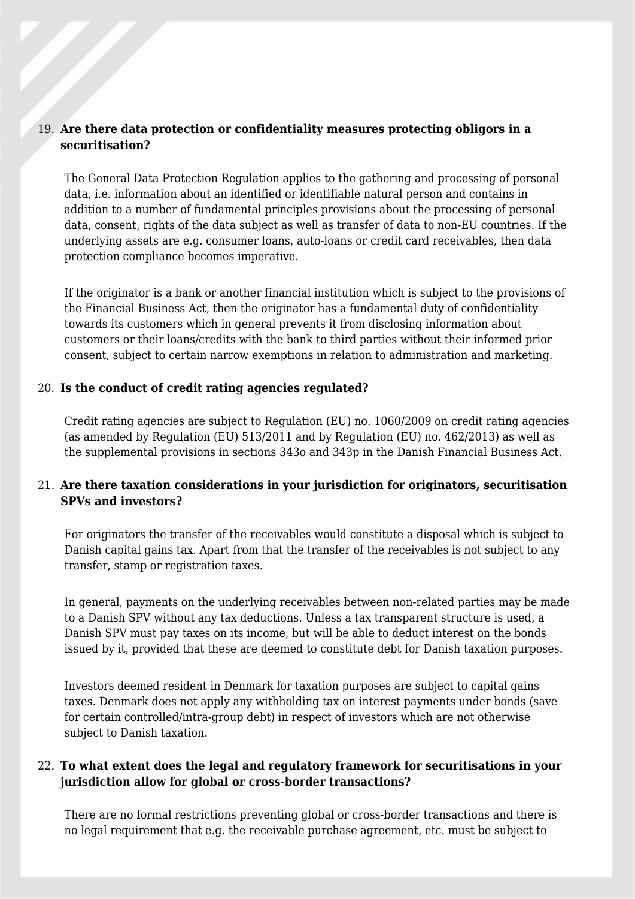19. **Are there data protection or confidentiality measures protecting obligors in a securitisation?**

The General Data Protection Regulation applies to the gathering and processing of personal data, i.e. information about an identified or identifiable natural person and contains in addition to a number of fundamental principles provisions about the processing of personal data, consent, rights of the data subject as well as transfer of data to non-EU countries. If the underlying assets are e.g. consumer loans, auto-loans or credit card receivables, then data protection compliance becomes imperative.

If the originator is a bank or another financial institution which is subject to the provisions of the Financial Business Act, then the originator has a fundamental duty of confidentiality towards its customers which in general prevents it from disclosing information about customers or their loans/credits with the bank to third parties without their informed prior consent, subject to certain narrow exemptions in relation to administration and marketing.

20. **Is the conduct of credit rating agencies regulated?**

Credit rating agencies are subject to Regulation (EU) no. 1060/2009 on credit rating agencies (as amended by Regulation (EU) 513/2011 and by Regulation (EU) no. 462/2013) as well as the supplemental provisions in sections 343o and 343p in the Danish Financial Business Act.

21. **Are there taxation considerations in your jurisdiction for originators, securitisation SPVs and investors?**

For originators the transfer of the receivables would constitute a disposal which is subject to Danish capital gains tax. Apart from that the transfer of the receivables is not subject to any transfer, stamp or registration taxes.

In general, payments on the underlying receivables between non-related parties may be made to a Danish SPV without any tax deductions. Unless a tax transparent structure is used, a Danish SPV must pay taxes on its income, but will be able to deduct interest on the bonds issued by it, provided that these are deemed to constitute debt for Danish taxation purposes.

Investors deemed resident in Denmark for taxation purposes are subject to capital gains taxes. Denmark does not apply any withholding tax on interest payments under bonds (save for certain controlled/intra-group debt) in respect of investors which are not otherwise subject to Danish taxation.

22. **To what extent does the legal and regulatory framework for securitisations in your jurisdiction allow for global or cross-border transactions?**

There are no formal restrictions preventing global or cross-border transactions and there is no legal requirement that e.g. the receivable purchase agreement, etc. must be subject to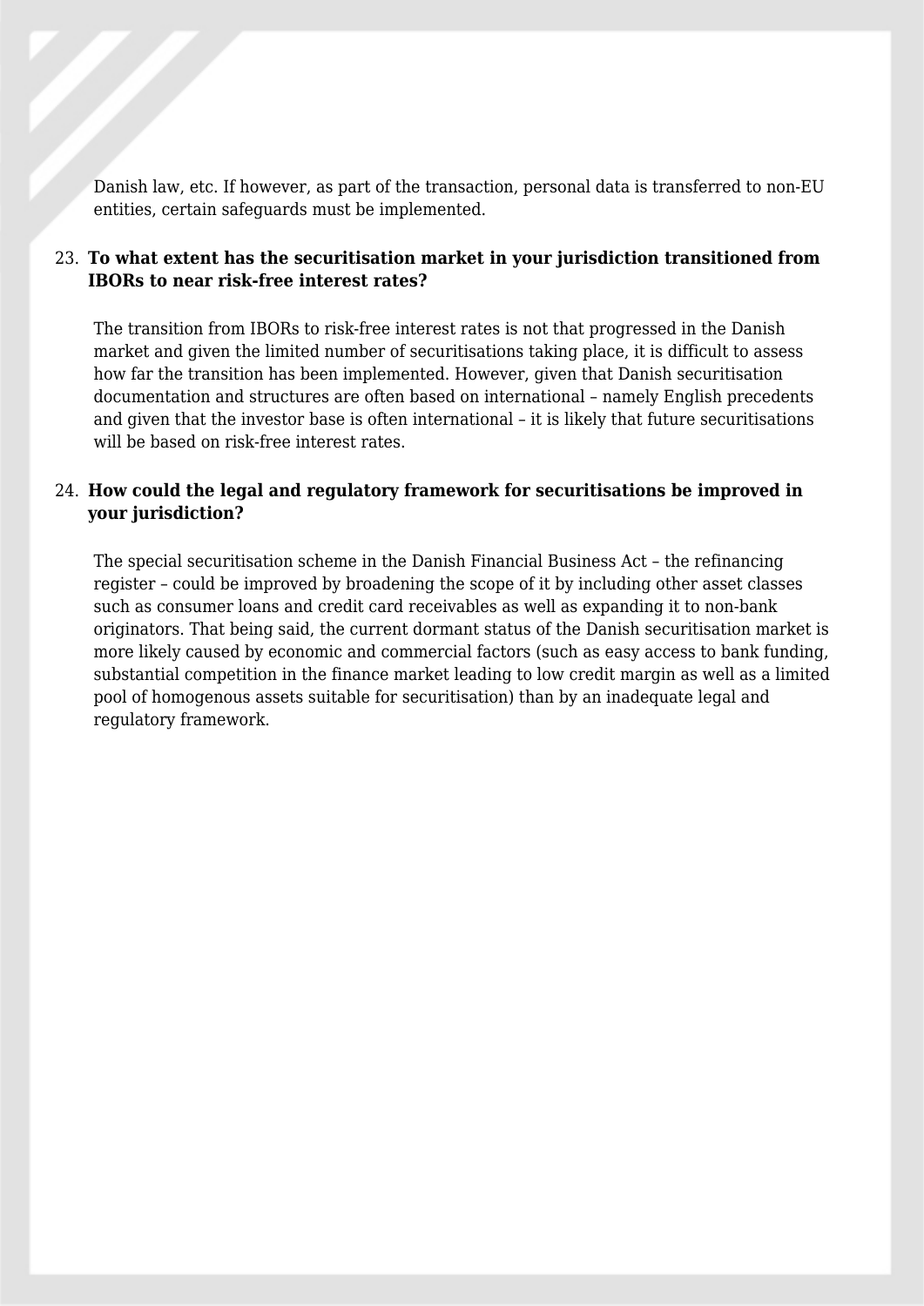Danish law, etc. If however, as part of the transaction, personal data is transferred to non-EU entities, certain safeguards must be implemented.

23. **To what extent has the securitisation market in your jurisdiction transitioned from IBORs to near risk-free interest rates?**

The transition from IBORs to risk-free interest rates is not that progressed in the Danish market and given the limited number of securitisations taking place, it is difficult to assess how far the transition has been implemented. However, given that Danish securitisation documentation and structures are often based on international – namely English precedents and given that the investor base is often international – it is likely that future securitisations will be based on risk-free interest rates.

24. **How could the legal and regulatory framework for securitisations be improved in your jurisdiction?**

The special securitisation scheme in the Danish Financial Business Act – the refinancing register – could be improved by broadening the scope of it by including other asset classes such as consumer loans and credit card receivables as well as expanding it to non-bank originators. That being said, the current dormant status of the Danish securitisation market is more likely caused by economic and commercial factors (such as easy access to bank funding, substantial competition in the finance market leading to low credit margin as well as a limited pool of homogenous assets suitable for securitisation) than by an inadequate legal and regulatory framework.